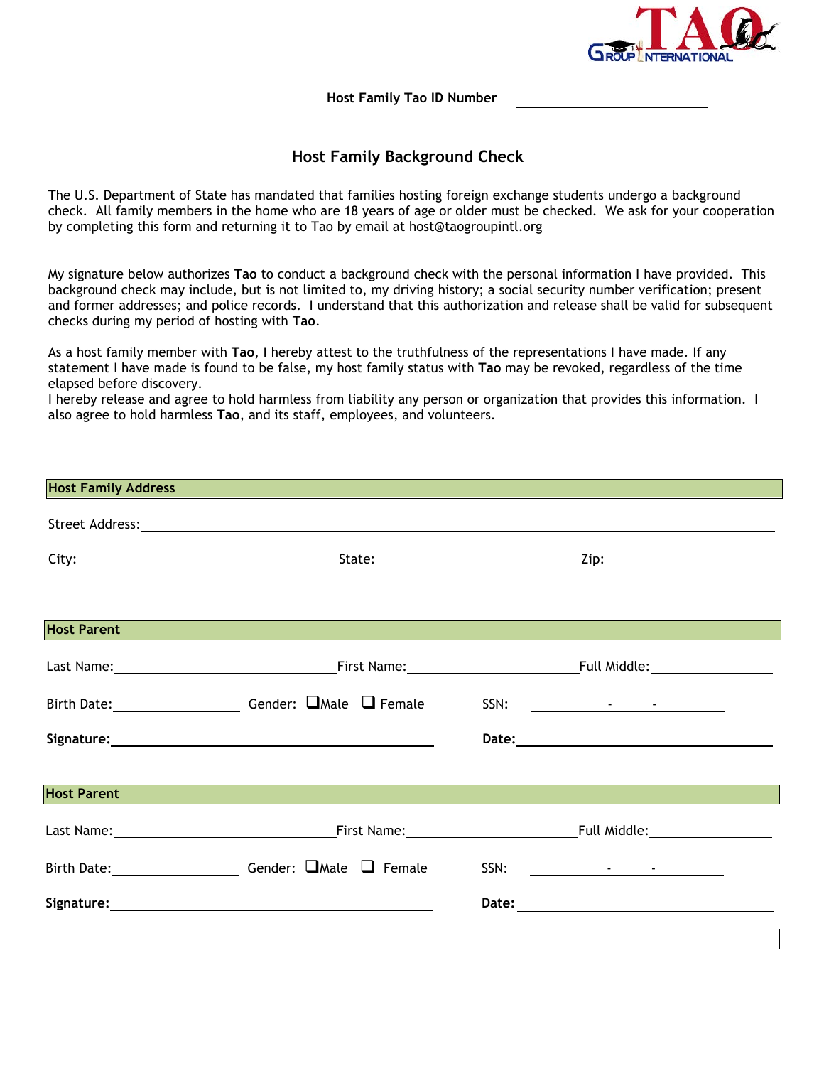Host Family Tao ID Number ____________________

# Host Family Background Check

The U.S. Department of State has mandated that families hosting foreign exchange students undergo a background check. All family members in the home who are 18 years of age or older must be checked. We ask for your cooperation by completing this form and returning it to Tao by email at host@taogroupintl.org

My signature below authorizes **Tao** to conduct a background check with the personal information I have provided. This background check may include, but is not limited to, my driving history; a social security number verification; present and former addresses; and police records. I understand that this authorization and release shall be valid for subsequent checks during my period of hosting with **Tao**.

As a host family member with **Tao**, I hereby attest to the truthfulness of the representations I have made. If any statement I have made is found to be false, my host family status with **Tao** may be revoked, regardless of the time elapsed before discovery.
I hereby release and agree to hold harmless from liability any person or organization that provides this information. I also agree to hold harmless **Tao**, and its staff, employees, and volunteers.

## Host Family Address

Street Address: ____________________

City: ____________________ State: ____________________ Zip: ____________________

## Host Parent

Last Name: ____________________ First Name: ____________________ Full Middle: ____________________

Birth Date: ____________________ Gender: ❑ Male ❑ Female SSN: ______ - ______ - ______

**Signature:** ____________________ **Date:** ____________________

## Host Parent

Last Name: ____________________ First Name: ____________________ Full Middle: ____________________

Birth Date: ____________________ Gender: ❑ Male ❑ Female SSN: ______ - ______ - ______

**Signature:** ____________________ **Date:** ____________________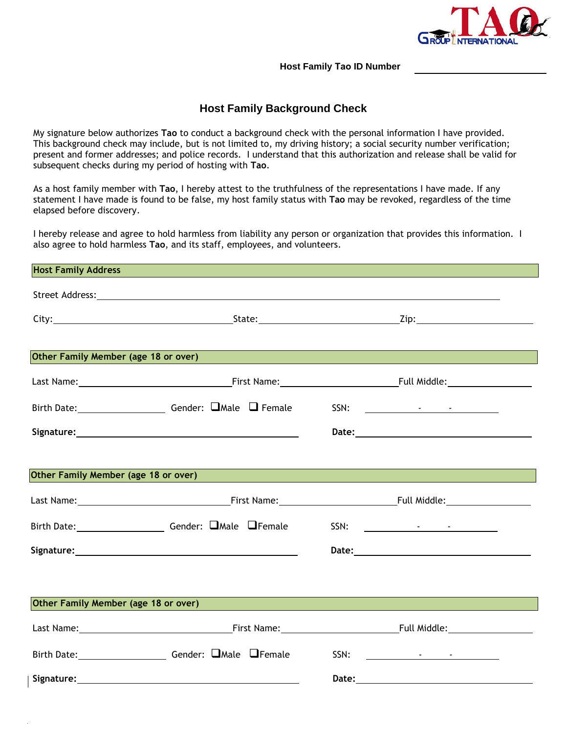Host Family Tao ID Number ____________________

## Host Family Background Check

My signature below authorizes **Tao** to conduct a background check with the personal information I have provided. This background check may include, but is not limited to, my driving history; a social security number verification; present and former addresses; and police records. I understand that this authorization and release shall be valid for subsequent checks during my period of hosting with **Tao**.

As a host family member with **Tao**, I hereby attest to the truthfulness of the representations I have made. If any statement I have made is found to be false, my host family status with **Tao** may be revoked, regardless of the time elapsed before discovery.

I hereby release and agree to hold harmless from liability any person or organization that provides this information. I also agree to hold harmless **Tao**, and its staff, employees, and volunteers.

### Host Family Address

Street Address: ____________________

City: ____________________ State: ____________________ Zip: ____________________

### Other Family Member (age 18 or over)

Last Name: ____________________ First Name: ____________________ Full Middle: ____________________

Birth Date: ____________________ Gender: ☐Male ☐ Female SSN: ______ - ____ - ______

**Signature:** ____________________ **Date:** ____________________

### Other Family Member (age 18 or over)

Last Name: ____________________ First Name: ____________________ Full Middle: ____________________

Birth Date: ____________________ Gender: ☐Male ☐Female SSN: ______ - ____ - ______

**Signature:** ____________________ **Date:** ____________________

### Other Family Member (age 18 or over)

Last Name: ____________________ First Name: ____________________ Full Middle: ____________________

Birth Date: ____________________ Gender: ☐Male ☐Female SSN: ______ - ____ - ______

**Signature:** ____________________ **Date:** ____________________